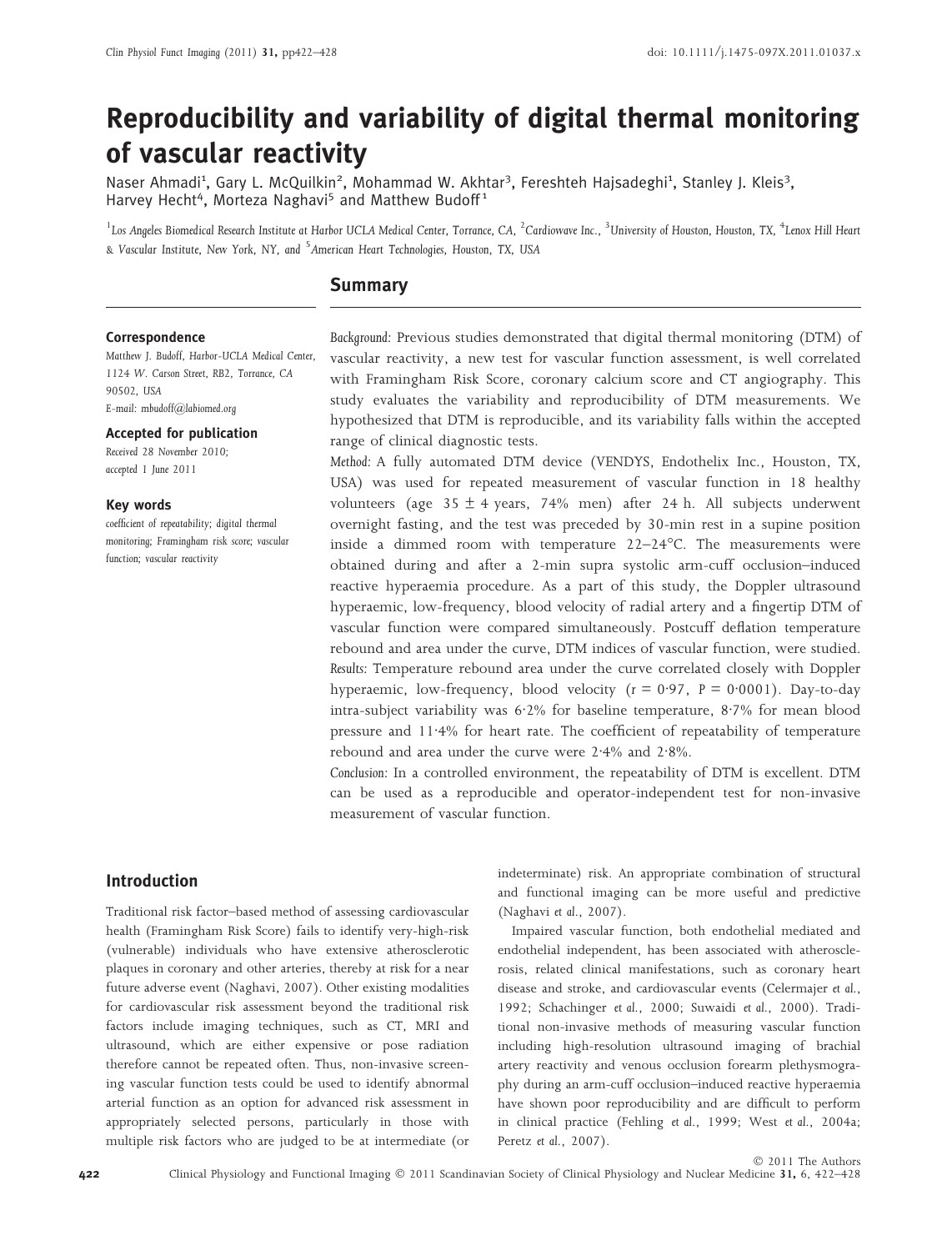# Reproducibility and variability of digital thermal monitoring of vascular reactivity

Naser Ahmadi[1], Gary L. McQuilkin[2], Mohammad W. Akhtar[3], Fereshteh Hajsadeghi[1], Stanley J. Kleis[3], Harvey Hecht[4], Morteza Naghavi[5] and Matthew Budoff[1]

[1]Los Angeles Biomedical Research Institute at Harbor UCLA Medical Center, Torrance, CA, [2]Cardiowave Inc., [3]University of Houston, Houston, TX, [4]Lenox Hill Heart & Vascular Institute, New York, NY, and [5]American Heart Technologies, Houston, TX, USA

## Summary

**Correspondence**
Matthew J. Budoff, Harbor-UCLA Medical Center, 1124 W. Carson Street, RB2, Torrance, CA 90502, USA
E-mail: mbudoff@labiomed.org

**Accepted for publication**
Received 28 November 2010;
accepted 1 June 2011

**Key words**
coefficient of repeatability; digital thermal monitoring; Framingham risk score; vascular function; vascular reactivity

*Background:* Previous studies demonstrated that digital thermal monitoring (DTM) of vascular reactivity, a new test for vascular function assessment, is well correlated with Framingham Risk Score, coronary calcium score and CT angiography. This study evaluates the variability and reproducibility of DTM measurements. We hypothesized that DTM is reproducible, and its variability falls within the accepted range of clinical diagnostic tests.

*Method:* A fully automated DTM device (VENDYS, Endothelix Inc., Houston, TX, USA) was used for repeated measurement of vascular function in 18 healthy volunteers (age 35 ± 4 years, 74% men) after 24 h. All subjects underwent overnight fasting, and the test was preceded by 30-min rest in a supine position inside a dimmed room with temperature 22–24°C. The measurements were obtained during and after a 2-min supra systolic arm-cuff occlusion–induced reactive hyperaemia procedure. As a part of this study, the Doppler ultrasound hyperaemic, low-frequency, blood velocity of radial artery and a fingertip DTM of vascular function were compared simultaneously. Postcuff deflation temperature rebound and area under the curve, DTM indices of vascular function, were studied.

*Results:* Temperature rebound area under the curve correlated closely with Doppler hyperaemic, low-frequency, blood velocity ($r = 0{\cdot}97$, $P = 0{\cdot}0001$). Day-to-day intra-subject variability was 6·2% for baseline temperature, 8·7% for mean blood pressure and 11·4% for heart rate. The coefficient of repeatability of temperature rebound and area under the curve were 2·4% and 2·8%.

*Conclusion:* In a controlled environment, the repeatability of DTM is excellent. DTM can be used as a reproducible and operator-independent test for non-invasive measurement of vascular function.

## Introduction

Traditional risk factor–based method of assessing cardiovascular health (Framingham Risk Score) fails to identify very-high-risk (vulnerable) individuals who have extensive atherosclerotic plaques in coronary and other arteries, thereby at risk for a near future adverse event (Naghavi, 2007). Other existing modalities for cardiovascular risk assessment beyond the traditional risk factors include imaging techniques, such as CT, MRI and ultrasound, which are either expensive or pose radiation therefore cannot be repeated often. Thus, non-invasive screening vascular function tests could be used to identify abnormal arterial function as an option for advanced risk assessment in appropriately selected persons, particularly in those with multiple risk factors who are judged to be at intermediate (or indeterminate) risk. An appropriate combination of structural and functional imaging can be more useful and predictive (Naghavi *et al.*, 2007).

Impaired vascular function, both endothelial mediated and endothelial independent, has been associated with atherosclerosis, related clinical manifestations, such as coronary heart disease and stroke, and cardiovascular events (Celermajer *et al.*, 1992; Schachinger *et al.*, 2000; Suwaidi *et al.*, 2000). Traditional non-invasive methods of measuring vascular function including high-resolution ultrasound imaging of brachial artery reactivity and venous occlusion forearm plethysmography during an arm-cuff occlusion–induced reactive hyperaemia have shown poor reproducibility and are difficult to perform in clinical practice (Fehling *et al.*, 1999; West *et al.*, 2004a; Peretz *et al.*, 2007).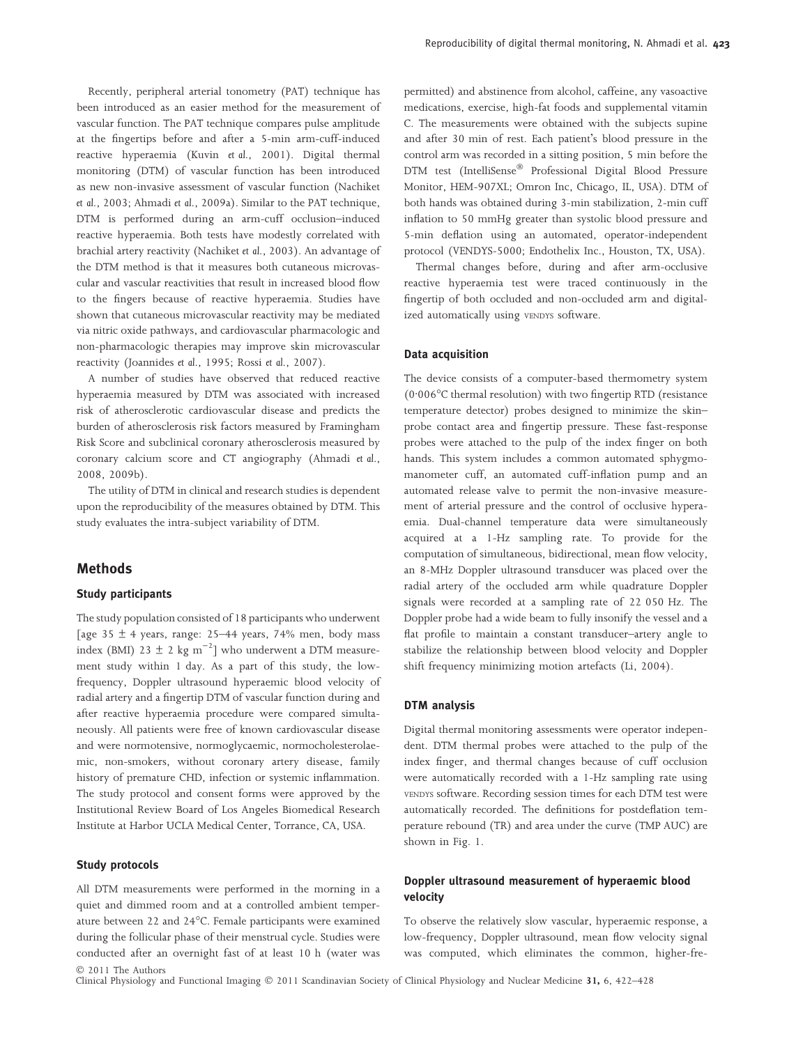Recently, peripheral arterial tonometry (PAT) technique has been introduced as an easier method for the measurement of vascular function. The PAT technique compares pulse amplitude at the fingertips before and after a 5-min arm-cuff-induced reactive hyperaemia (Kuvin *et al.*, 2001). Digital thermal monitoring (DTM) of vascular function has been introduced as new non-invasive assessment of vascular function (Nachiket *et al.*, 2003; Ahmadi *et al.*, 2009a). Similar to the PAT technique, DTM is performed during an arm-cuff occlusion–induced reactive hyperaemia. Both tests have modestly correlated with brachial artery reactivity (Nachiket *et al.*, 2003). An advantage of the DTM method is that it measures both cutaneous microvascular and vascular reactivities that result in increased blood flow to the fingers because of reactive hyperaemia. Studies have shown that cutaneous microvascular reactivity may be mediated via nitric oxide pathways, and cardiovascular pharmacologic and non-pharmacologic therapies may improve skin microvascular reactivity (Joannides *et al.*, 1995; Rossi *et al.*, 2007).

A number of studies have observed that reduced reactive hyperaemia measured by DTM was associated with increased risk of atherosclerotic cardiovascular disease and predicts the burden of atherosclerosis risk factors measured by Framingham Risk Score and subclinical coronary atherosclerosis measured by coronary calcium score and CT angiography (Ahmadi *et al.*, 2008, 2009b).

The utility of DTM in clinical and research studies is dependent upon the reproducibility of the measures obtained by DTM. This study evaluates the intra-subject variability of DTM.

## Methods

### Study participants

The study population consisted of 18 participants who underwent [age 35 ± 4 years, range: 25–44 years, 74% men, body mass index (BMI) 23 ± 2 kg $m^{-2}$] who underwent a DTM measurement study within 1 day. As a part of this study, the low-frequency, Doppler ultrasound hyperaemic blood velocity of radial artery and a fingertip DTM of vascular function during and after reactive hyperaemia procedure were compared simultaneously. All patients were free of known cardiovascular disease and were normotensive, normoglycaemic, normocholesterolaemic, non-smokers, without coronary artery disease, family history of premature CHD, infection or systemic inflammation. The study protocol and consent forms were approved by the Institutional Review Board of Los Angeles Biomedical Research Institute at Harbor UCLA Medical Center, Torrance, CA, USA.

### Study protocols

All DTM measurements were performed in the morning in a quiet and dimmed room and at a controlled ambient temperature between 22 and 24°C. Female participants were examined during the follicular phase of their menstrual cycle. Studies were conducted after an overnight fast of at least 10 h (water was permitted) and abstinence from alcohol, caffeine, any vasoactive medications, exercise, high-fat foods and supplemental vitamin C. The measurements were obtained with the subjects supine and after 30 min of rest. Each patient's blood pressure in the control arm was recorded in a sitting position, 5 min before the DTM test (IntelliSense® Professional Digital Blood Pressure Monitor, HEM-907XL; Omron Inc, Chicago, IL, USA). DTM of both hands was obtained during 3-min stabilization, 2-min cuff inflation to 50 mmHg greater than systolic blood pressure and 5-min deflation using an automated, operator-independent protocol (VENDYS-5000; Endothelix Inc., Houston, TX, USA).

Thermal changes before, during and after arm-occlusive reactive hyperaemia test were traced continuously in the fingertip of both occluded and non-occluded arm and digitalized automatically using VENDYS software.

### Data acquisition

The device consists of a computer-based thermometry system (0·006°C thermal resolution) with two fingertip RTD (resistance temperature detector) probes designed to minimize the skin–probe contact area and fingertip pressure. These fast-response probes were attached to the pulp of the index finger on both hands. This system includes a common automated sphygmomanometer cuff, an automated cuff-inflation pump and an automated release valve to permit the non-invasive measurement of arterial pressure and the control of occlusive hyperaemia. Dual-channel temperature data were simultaneously acquired at a 1-Hz sampling rate. To provide for the computation of simultaneous, bidirectional, mean flow velocity, an 8-MHz Doppler ultrasound transducer was placed over the radial artery of the occluded arm while quadrature Doppler signals were recorded at a sampling rate of 22 050 Hz. The Doppler probe had a wide beam to fully insonify the vessel and a flat profile to maintain a constant transducer–artery angle to stabilize the relationship between blood velocity and Doppler shift frequency minimizing motion artefacts (Li, 2004).

### DTM analysis

Digital thermal monitoring assessments were operator independent. DTM thermal probes were attached to the pulp of the index finger, and thermal changes because of cuff occlusion were automatically recorded with a 1-Hz sampling rate using VENDYS software. Recording session times for each DTM test were automatically recorded. The definitions for postdeflation temperature rebound (TR) and area under the curve (TMP AUC) are shown in Fig. 1.

### Doppler ultrasound measurement of hyperaemic blood velocity

To observe the relatively slow vascular, hyperaemic response, a low-frequency, Doppler ultrasound, mean flow velocity signal was computed, which eliminates the common, higher-fre-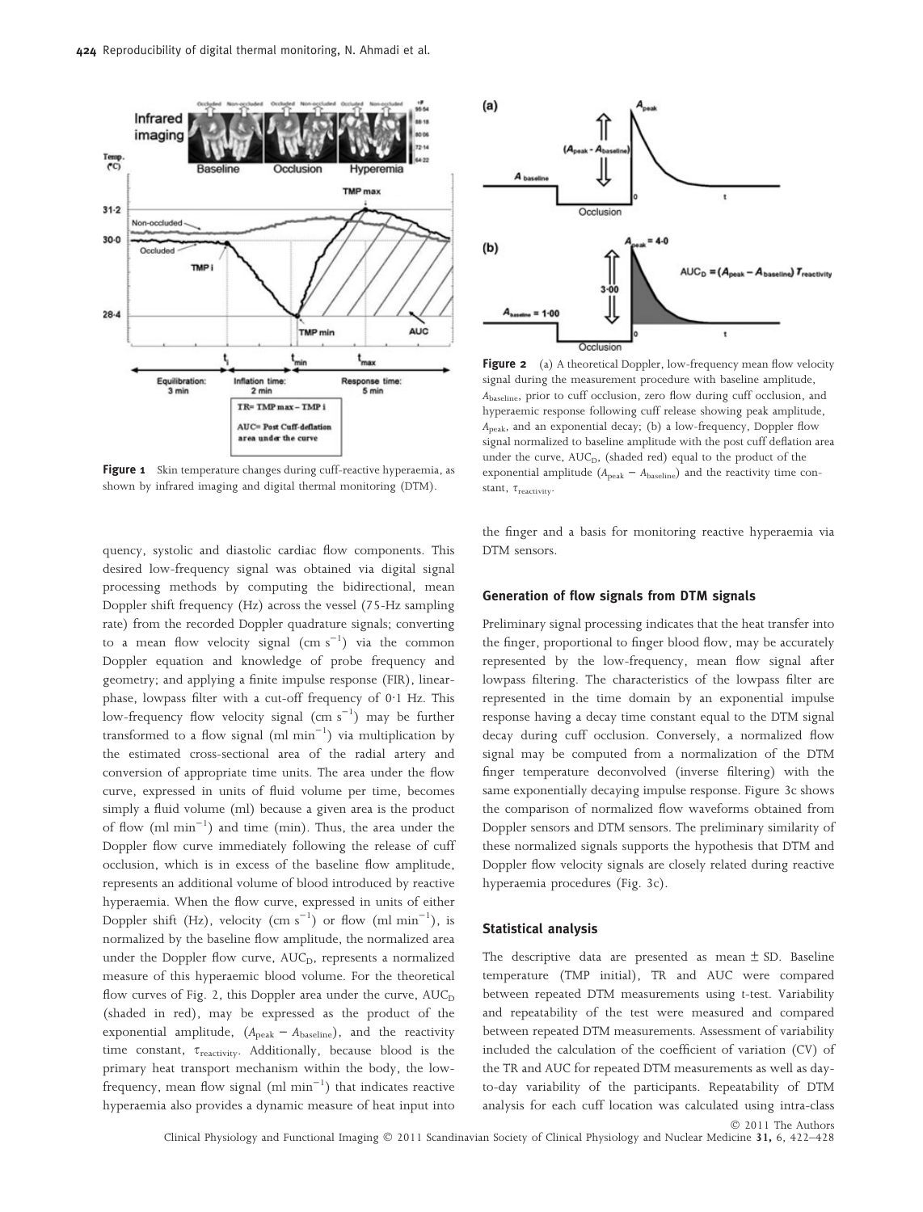**Figure 1** Skin temperature changes during cuff-reactive hyperaemia, as shown by infrared imaging and digital thermal monitoring (DTM).

**Figure 2** (a) A theoretical Doppler, low-frequency mean flow velocity signal during the measurement procedure with baseline amplitude, $A_{baseline}$, prior to cuff occlusion, zero flow during cuff occlusion, and hyperaemic response following cuff release showing peak amplitude, $A_{peak}$, and an exponential decay; (b) a low-frequency, Doppler flow signal normalized to baseline amplitude with the post cuff deflation area under the curve, $AUC_D$, (shaded red) equal to the product of the exponential amplitude ($A_{peak} - A_{baseline}$) and the reactivity time constant, $\tau_{reactivity}$.

quency, systolic and diastolic cardiac flow components. This desired low-frequency signal was obtained via digital signal processing methods by computing the bidirectional, mean Doppler shift frequency (Hz) across the vessel (75-Hz sampling rate) from the recorded Doppler quadrature signals; converting to a mean flow velocity signal (cm $s^{-1}$) via the common Doppler equation and knowledge of probe frequency and geometry; and applying a finite impulse response (FIR), linear-phase, lowpass filter with a cut-off frequency of 0·1 Hz. This low-frequency flow velocity signal (cm $s^{-1}$) may be further transformed to a flow signal (ml $min^{-1}$) via multiplication by the estimated cross-sectional area of the radial artery and conversion of appropriate time units. The area under the flow curve, expressed in units of fluid volume per time, becomes simply a fluid volume (ml) because a given area is the product of flow (ml $min^{-1}$) and time (min). Thus, the area under the Doppler flow curve immediately following the release of cuff occlusion, which is in excess of the baseline flow amplitude, represents an additional volume of blood introduced by reactive hyperaemia. When the flow curve, expressed in units of either Doppler shift (Hz), velocity (cm $s^{-1}$) or flow (ml $min^{-1}$), is normalized by the baseline flow amplitude, the normalized area under the Doppler flow curve, $AUC_D$, represents a normalized measure of this hyperaemic blood volume. For the theoretical flow curves of Fig. 2, this Doppler area under the curve, $AUC_D$ (shaded in red), may be expressed as the product of the exponential amplitude, ($A_{peak} - A_{baseline}$), and the reactivity time constant, $\tau_{reactivity}$. Additionally, because blood is the primary heat transport mechanism within the body, the low-frequency, mean flow signal (ml $min^{-1}$) that indicates reactive hyperaemia also provides a dynamic measure of heat input into the finger and a basis for monitoring reactive hyperaemia via DTM sensors.

### Generation of flow signals from DTM signals

Preliminary signal processing indicates that the heat transfer into the finger, proportional to finger blood flow, may be accurately represented by the low-frequency, mean flow signal after lowpass filtering. The characteristics of the lowpass filter are represented in the time domain by an exponential impulse response having a decay time constant equal to the DTM signal decay during cuff occlusion. Conversely, a normalized flow signal may be computed from a normalization of the DTM finger temperature deconvolved (inverse filtering) with the same exponentially decaying impulse response. Figure 3c shows the comparison of normalized flow waveforms obtained from Doppler sensors and DTM sensors. The preliminary similarity of these normalized signals supports the hypothesis that DTM and Doppler flow velocity signals are closely related during reactive hyperaemia procedures (Fig. 3c).

### Statistical analysis

The descriptive data are presented as mean ± SD. Baseline temperature (TMP initial), TR and AUC were compared between repeated DTM measurements using t-test. Variability and repeatability of the test were measured and compared between repeated DTM measurements. Assessment of variability included the calculation of the coefficient of variation (CV) of the TR and AUC for repeated DTM measurements as well as day-to-day variability of the participants. Repeatability of DTM analysis for each cuff location was calculated using intra-class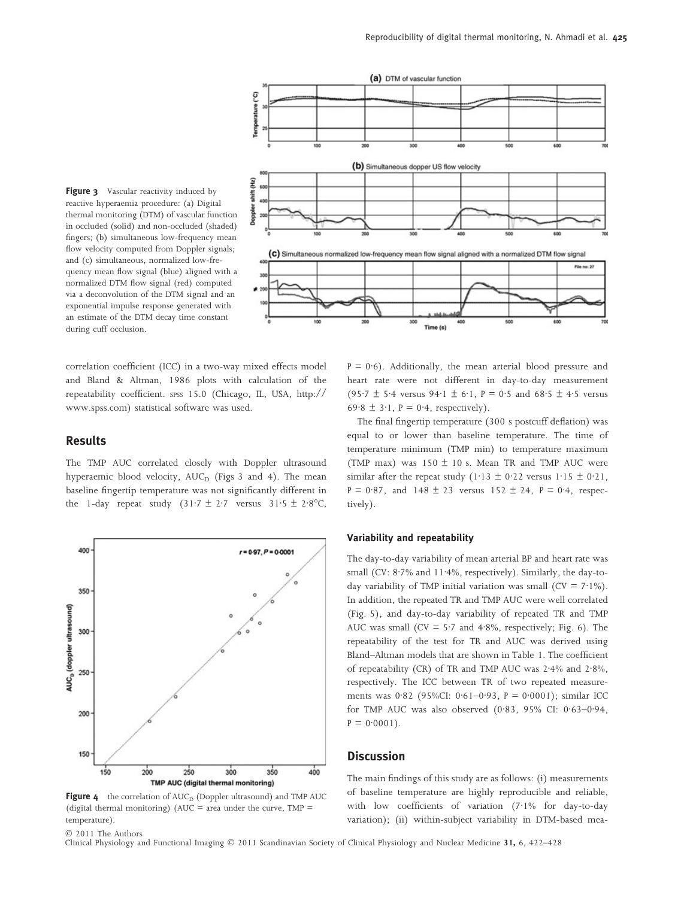**Figure 3** Vascular reactivity induced by reactive hyperaemia procedure: (a) Digital thermal monitoring (DTM) of vascular function in occluded (solid) and non-occluded (shaded) fingers; (b) simultaneous low-frequency mean flow velocity computed from Doppler signals; and (c) simultaneous, normalized low-frequency mean flow signal (blue) aligned with a normalized DTM flow signal (red) computed via a deconvolution of the DTM signal and an exponential impulse response generated with an estimate of the DTM decay time constant during cuff occlusion.

correlation coefficient (ICC) in a two-way mixed effects model and Bland & Altman, 1986 plots with calculation of the repeatability coefficient. SPSS 15.0 (Chicago, IL, USA, http://www.spss.com) statistical software was used.

## Results

The TMP AUC correlated closely with Doppler ultrasound hyperaemic blood velocity, $AUC_D$ (Figs 3 and 4). The mean baseline fingertip temperature was not significantly different in the 1-day repeat study (31·7 ± 2·7 versus 31·5 ± 2·8°C, P = 0·6). Additionally, the mean arterial blood pressure and heart rate were not different in day-to-day measurement (95·7 ± 5·4 versus 94·1 ± 6·1, P = 0·5 and 68·5 ± 4·5 versus 69·8 ± 3·1, P = 0·4, respectively).

The final fingertip temperature (300 s postcuff deflation) was equal to or lower than baseline temperature. The time of temperature minimum (TMP min) to temperature maximum (TMP max) was 150 ± 10 s. Mean TR and TMP AUC were similar after the repeat study (1·13 ± 0·22 versus 1·15 ± 0·21, P = 0·87, and 148 ± 23 versus 152 ± 24, P = 0·4, respectively).

**Figure 4** the correlation of $AUC_D$ (Doppler ultrasound) and TMP AUC (digital thermal monitoring) (AUC = area under the curve, TMP = temperature).

### Variability and repeatability

The day-to-day variability of mean arterial BP and heart rate was small (CV: 8·7% and 11·4%, respectively). Similarly, the day-to-day variability of TMP initial variation was small (CV = 7·1%). In addition, the repeated TR and TMP AUC were well correlated (Fig. 5), and day-to-day variability of repeated TR and TMP AUC was small (CV = 5·7 and 4·8%, respectively; Fig. 6). The repeatability of the test for TR and AUC was derived using Bland–Altman models that are shown in Table 1. The coefficient of repeatability (CR) of TR and TMP AUC was 2·4% and 2·8%, respectively. The ICC between TR of two repeated measurements was 0·82 (95%CI: 0·61–0·93, P = 0·0001); similar ICC for TMP AUC was also observed (0·83, 95% CI: 0·63–0·94, P = 0·0001).

## Discussion

The main findings of this study are as follows: (i) measurements of baseline temperature are highly reproducible and reliable, with low coefficients of variation (7·1% for day-to-day variation); (ii) within-subject variability in DTM-based mea-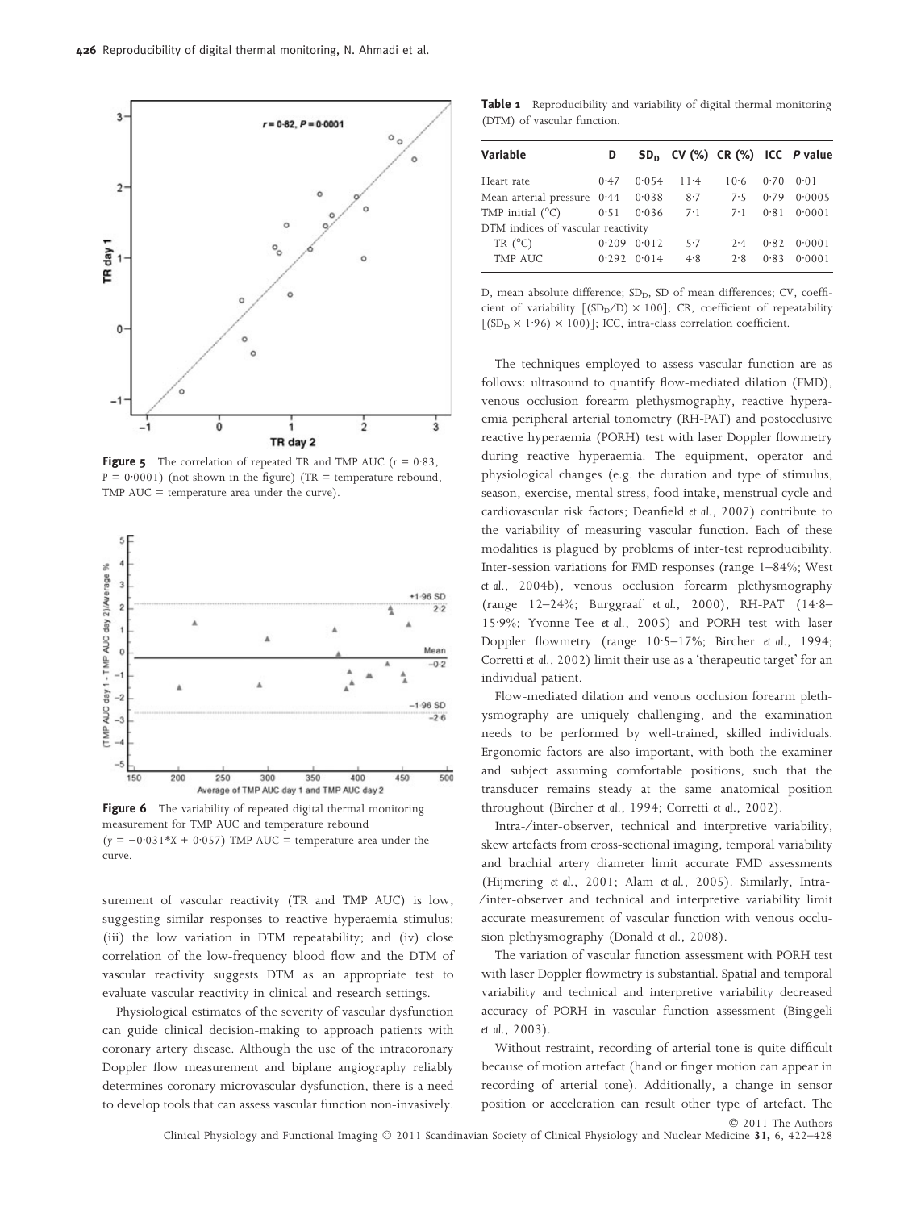**Figure 5** The correlation of repeated TR and TMP AUC ($r = 0.83$, $P = 0.0001$) (not shown in the figure) (TR = temperature rebound, TMP AUC = temperature area under the curve).

**Figure 6** The variability of repeated digital thermal monitoring measurement for TMP AUC and temperature rebound ($y = -0.031*X + 0.057$) TMP AUC = temperature area under the curve.

surement of vascular reactivity (TR and TMP AUC) is low, suggesting similar responses to reactive hyperaemia stimulus; (iii) the low variation in DTM repeatability; and (iv) close correlation of the low-frequency blood flow and the DTM of vascular reactivity suggests DTM as an appropriate test to evaluate vascular reactivity in clinical and research settings.

Physiological estimates of the severity of vascular dysfunction can guide clinical decision-making to approach patients with coronary artery disease. Although the use of the intracoronary Doppler flow measurement and biplane angiography reliably determines coronary microvascular dysfunction, there is a need to develop tools that can assess vascular function non-invasively.

**Table 1** Reproducibility and variability of digital thermal monitoring (DTM) of vascular function.

| Variable | D | $SD_D$ | CV (%) | CR (%) | ICC | *P* value |
|---|---|---|---|---|---|---|
| Heart rate | 0·47 | 0·054 | 11·4 | 10·6 | 0·70 | 0·01 |
| Mean arterial pressure | 0·44 | 0·038 | 8·7 | 7·5 | 0·79 | 0·0005 |
| TMP initial (°C) | 0·51 | 0·036 | 7·1 | 7·1 | 0·81 | 0·0001 |
| DTM indices of vascular reactivity | | | | | | |
| TR (°C) | 0·209 | 0·012 | 5·7 | 2·4 | 0·82 | 0·0001 |
| TMP AUC | 0·292 | 0·014 | 4·8 | 2·8 | 0·83 | 0·0001 |

D, mean absolute difference; $SD_D$, SD of mean differences; CV, coefficient of variability $[(SD_D/D) \times 100]$; CR, coefficient of repeatability $[(SD_D \times 1.96) \times 100)]$; ICC, intra-class correlation coefficient.

The techniques employed to assess vascular function are as follows: ultrasound to quantify flow-mediated dilation (FMD), venous occlusion forearm plethysmography, reactive hyperaemia peripheral arterial tonometry (RH-PAT) and postocclusive reactive hyperaemia (PORH) test with laser Doppler flowmetry during reactive hyperaemia. The equipment, operator and physiological changes (e.g. the duration and type of stimulus, season, exercise, mental stress, food intake, menstrual cycle and cardiovascular risk factors; Deanfield *et al.*, 2007) contribute to the variability of measuring vascular function. Each of these modalities is plagued by problems of inter-test reproducibility. Inter-session variations for FMD responses (range 1–84%; West *et al.*, 2004b), venous occlusion forearm plethysmography (range 12–24%; Burggraaf *et al.*, 2000), RH-PAT (14·8–15·9%; Yvonne-Tee *et al.*, 2005) and PORH test with laser Doppler flowmetry (range 10·5–17%; Bircher *et al.*, 1994; Corretti *et al.*, 2002) limit their use as a 'therapeutic target' for an individual patient.

Flow-mediated dilation and venous occlusion forearm plethysmography are uniquely challenging, and the examination needs to be performed by well-trained, skilled individuals. Ergonomic factors are also important, with both the examiner and subject assuming comfortable positions, such that the transducer remains steady at the same anatomical position throughout (Bircher *et al.*, 1994; Corretti *et al.*, 2002).

Intra-/inter-observer, technical and interpretive variability, skew artefacts from cross-sectional imaging, temporal variability and brachial artery diameter limit accurate FMD assessments (Hijmering *et al.*, 2001; Alam *et al.*, 2005). Similarly, Intra-/inter-observer and technical and interpretive variability limit accurate measurement of vascular function with venous occlusion plethysmography (Donald *et al.*, 2008).

The variation of vascular function assessment with PORH test with laser Doppler flowmetry is substantial. Spatial and temporal variability and technical and interpretive variability decreased accuracy of PORH in vascular function assessment (Binggeli *et al.*, 2003).

Without restraint, recording of arterial tone is quite difficult because of motion artefact (hand or finger motion can appear in recording of arterial tone). Additionally, a change in sensor position or acceleration can result other type of artefact. The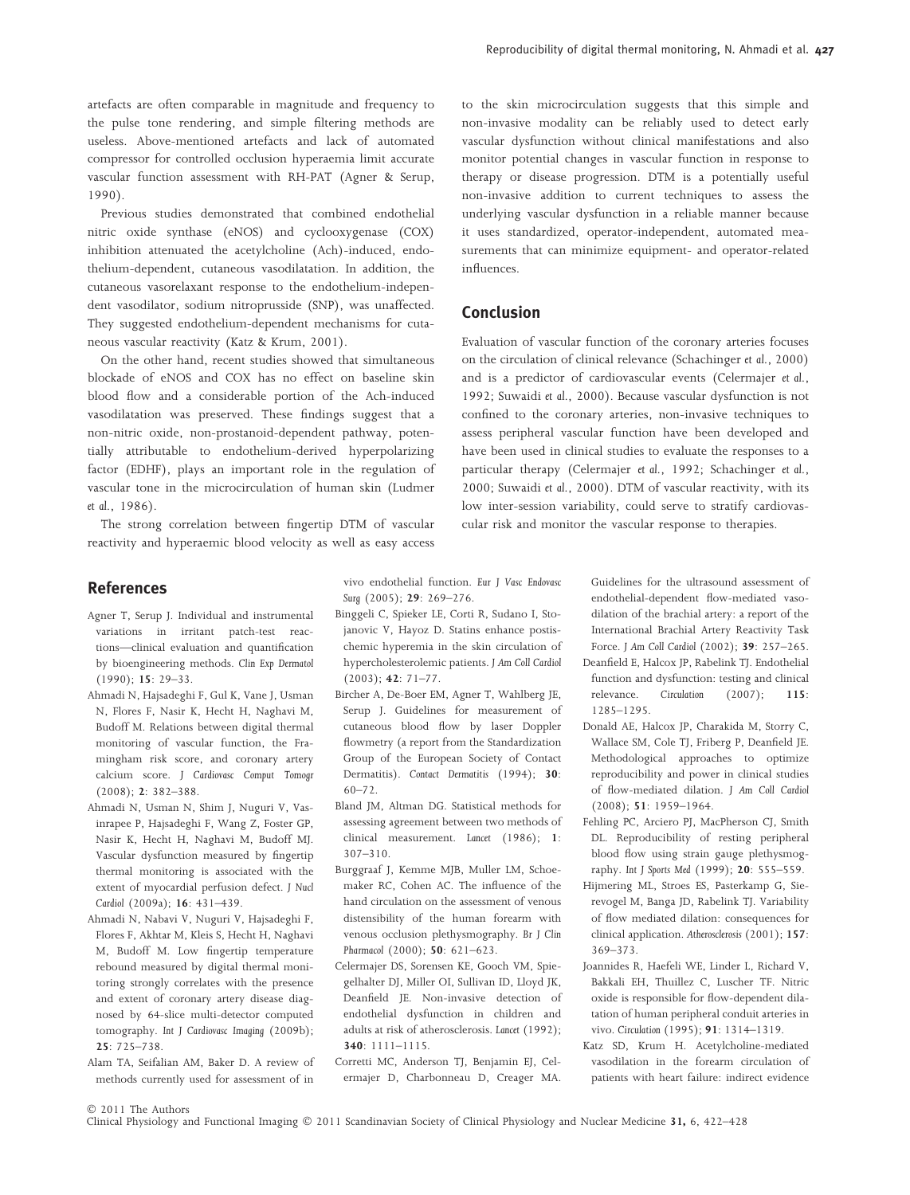artefacts are often comparable in magnitude and frequency to the pulse tone rendering, and simple filtering methods are useless. Above-mentioned artefacts and lack of automated compressor for controlled occlusion hyperaemia limit accurate vascular function assessment with RH-PAT (Agner & Serup, 1990).

Previous studies demonstrated that combined endothelial nitric oxide synthase (eNOS) and cyclooxygenase (COX) inhibition attenuated the acetylcholine (Ach)-induced, endothelium-dependent, cutaneous vasodilatation. In addition, the cutaneous vasorelaxant response to the endothelium-independent vasodilator, sodium nitroprusside (SNP), was unaffected. They suggested endothelium-dependent mechanisms for cutaneous vascular reactivity (Katz & Krum, 2001).

On the other hand, recent studies showed that simultaneous blockade of eNOS and COX has no effect on baseline skin blood flow and a considerable portion of the Ach-induced vasodilatation was preserved. These findings suggest that a non-nitric oxide, non-prostanoid-dependent pathway, potentially attributable to endothelium-derived hyperpolarizing factor (EDHF), plays an important role in the regulation of vascular tone in the microcirculation of human skin (Ludmer *et al.*, 1986).

The strong correlation between fingertip DTM of vascular reactivity and hyperaemic blood velocity as well as easy access to the skin microcirculation suggests that this simple and non-invasive modality can be reliably used to detect early vascular dysfunction without clinical manifestations and also monitor potential changes in vascular function in response to therapy or disease progression. DTM is a potentially useful non-invasive addition to current techniques to assess the underlying vascular dysfunction in a reliable manner because it uses standardized, operator-independent, automated measurements that can minimize equipment- and operator-related influences.

## Conclusion

Evaluation of vascular function of the coronary arteries focuses on the circulation of clinical relevance (Schachinger *et al.*, 2000) and is a predictor of cardiovascular events (Celermajer *et al.*, 1992; Suwaidi *et al.*, 2000). Because vascular dysfunction is not confined to the coronary arteries, non-invasive techniques to assess peripheral vascular function have been developed and have been used in clinical studies to evaluate the responses to a particular therapy (Celermajer *et al.*, 1992; Schachinger *et al.*, 2000; Suwaidi *et al.*, 2000). DTM of vascular reactivity, with its low inter-session variability, could serve to stratify cardiovascular risk and monitor the vascular response to therapies.

## References

Agner T, Serup J. Individual and instrumental variations in irritant patch-test reactions—clinical evaluation and quantification by bioengineering methods. *Clin Exp Dermatol* (1990); **15**: 29–33.

Ahmadi N, Hajsadeghi F, Gul K, Vane J, Usman N, Flores F, Nasir K, Hecht H, Naghavi M, Budoff M. Relations between digital thermal monitoring of vascular function, the Framingham risk score, and coronary artery calcium score. *J Cardiovasc Comput Tomogr* (2008); **2**: 382–388.

Ahmadi N, Usman N, Shim J, Nuguri V, Vasinrapee P, Hajsadeghi F, Wang Z, Foster GP, Nasir K, Hecht H, Naghavi M, Budoff MJ. Vascular dysfunction measured by fingertip thermal monitoring is associated with the extent of myocardial perfusion defect. *J Nucl Cardiol* (2009a); **16**: 431–439.

Ahmadi N, Nabavi V, Nuguri V, Hajsadeghi F, Flores F, Akhtar M, Kleis S, Hecht H, Naghavi M, Budoff M. Low fingertip temperature rebound measured by digital thermal monitoring strongly correlates with the presence and extent of coronary artery disease diagnosed by 64-slice multi-detector computed tomography. *Int J Cardiovasc Imaging* (2009b); **25**: 725–738.

Alam TA, Seifalian AM, Baker D. A review of methods currently used for assessment of in vivo endothelial function. *Eur J Vasc Endovasc Surg* (2005); **29**: 269–276.

Binggeli C, Spieker LE, Corti R, Sudano I, Stojanovic V, Hayoz D. Statins enhance postischemic hyperemia in the skin circulation of hypercholesterolemic patients. *J Am Coll Cardiol* (2003); **42**: 71–77.

Bircher A, De-Boer EM, Agner T, Wahlberg JE, Serup J. Guidelines for measurement of cutaneous blood flow by laser Doppler flowmetry (a report from the Standardization Group of the European Society of Contact Dermatitis). *Contact Dermatitis* (1994); **30**: 60–72.

Bland JM, Altman DG. Statistical methods for assessing agreement between two methods of clinical measurement. *Lancet* (1986); **1**: 307–310.

Burggraaf J, Kemme MJB, Muller LM, Schoemaker RC, Cohen AC. The influence of the hand circulation on the assessment of venous distensibility of the human forearm with venous occlusion plethysmography. *Br J Clin Pharmacol* (2000); **50**: 621–623.

Celermajer DS, Sorensen KE, Gooch VM, Spiegelhalter DJ, Miller OI, Sullivan ID, Lloyd JK, Deanfield JE. Non-invasive detection of endothelial dysfunction in children and adults at risk of atherosclerosis. *Lancet* (1992); **340**: 1111–1115.

Corretti MC, Anderson TJ, Benjamin EJ, Celermajer D, Charbonneau D, Creager MA. Guidelines for the ultrasound assessment of endothelial-dependent flow-mediated vasodilation of the brachial artery: a report of the International Brachial Artery Reactivity Task Force. *J Am Coll Cardiol* (2002); **39**: 257–265.

Deanfield E, Halcox JP, Rabelink TJ. Endothelial function and dysfunction: testing and clinical relevance. *Circulation* (2007); **115**: 1285–1295.

Donald AE, Halcox JP, Charakida M, Storry C, Wallace SM, Cole TJ, Friberg P, Deanfield JE. Methodological approaches to optimize reproducibility and power in clinical studies of flow-mediated dilation. *J Am Coll Cardiol* (2008); **51**: 1959–1964.

Fehling PC, Arciero PJ, MacPherson CJ, Smith DL. Reproducibility of resting peripheral blood flow using strain gauge plethysmography. *Int J Sports Med* (1999); **20**: 555–559.

Hijmering ML, Stroes ES, Pasterkamp G, Sierevogel M, Banga JD, Rabelink TJ. Variability of flow mediated dilation: consequences for clinical application. *Atherosclerosis* (2001); **157**: 369–373.

Joannides R, Haefeli WE, Linder L, Richard V, Bakkali EH, Thuillez C, Luscher TF. Nitric oxide is responsible for flow-dependent dilatation of human peripheral conduit arteries in vivo. *Circulation* (1995); **91**: 1314–1319.

Katz SD, Krum H. Acetylcholine-mediated vasodilation in the forearm circulation of patients with heart failure: indirect evidence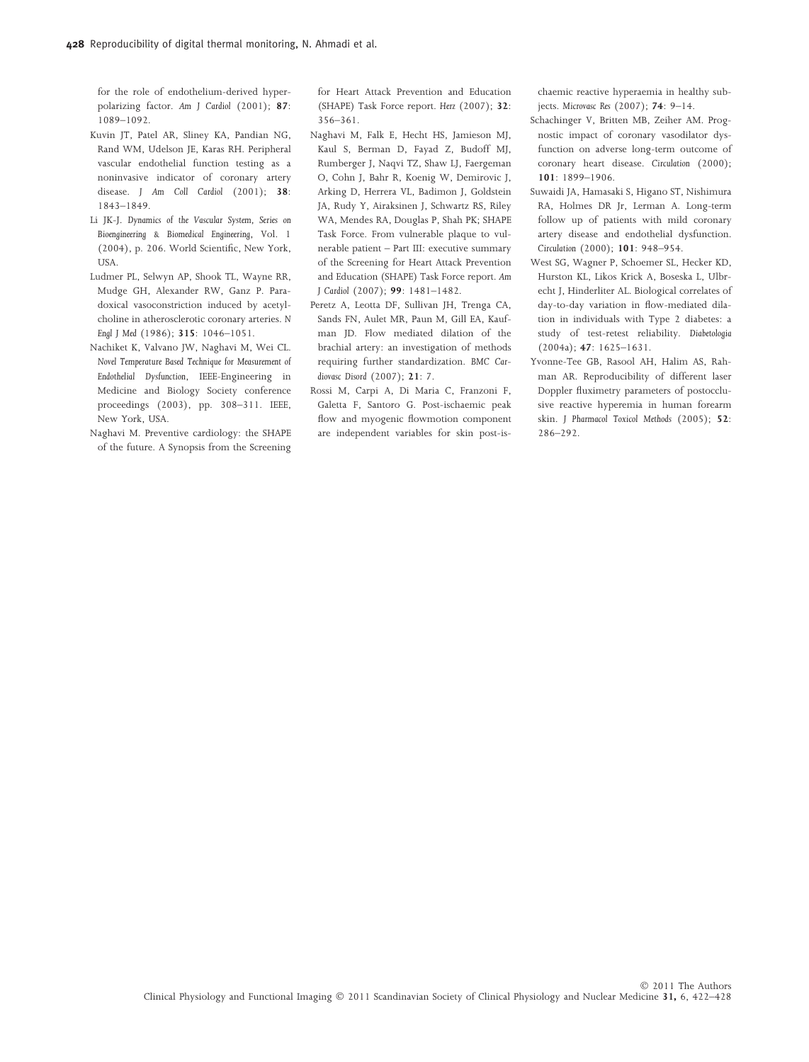for the role of endothelium-derived hyperpolarizing factor. *Am J Cardiol* (2001); **87**: 1089–1092.

Kuvin JT, Patel AR, Sliney KA, Pandian NG, Rand WM, Udelson JE, Karas RH. Peripheral vascular endothelial function testing as a noninvasive indicator of coronary artery disease. *J Am Coll Cardiol* (2001); **38**: 1843–1849.

Li JK-J. *Dynamics of the Vascular System, Series on Bioengineering & Biomedical Engineering*, Vol. 1 (2004), p. 206. World Scientific, New York, USA.

Ludmer PL, Selwyn AP, Shook TL, Wayne RR, Mudge GH, Alexander RW, Ganz P. Paradoxical vasoconstriction induced by acetylcholine in atherosclerotic coronary arteries. *N Engl J Med* (1986); **315**: 1046–1051.

Nachiket K, Valvano JW, Naghavi M, Wei CL. *Novel Temperature Based Technique for Measurement of Endothelial Dysfunction*, IEEE-Engineering in Medicine and Biology Society conference proceedings (2003), pp. 308–311. IEEE, New York, USA.

Naghavi M. Preventive cardiology: the SHAPE of the future. A Synopsis from the Screening for Heart Attack Prevention and Education (SHAPE) Task Force report. *Herz* (2007); **32**: 356–361.

Naghavi M, Falk E, Hecht HS, Jamieson MJ, Kaul S, Berman D, Fayad Z, Budoff MJ, Rumberger J, Naqvi TZ, Shaw LJ, Faergeman O, Cohn J, Bahr R, Koenig W, Demirovic J, Arking D, Herrera VL, Badimon J, Goldstein JA, Rudy Y, Airaksinen J, Schwartz RS, Riley WA, Mendes RA, Douglas P, Shah PK; SHAPE Task Force. From vulnerable plaque to vulnerable patient – Part III: executive summary of the Screening for Heart Attack Prevention and Education (SHAPE) Task Force report. *Am J Cardiol* (2007); **99**: 1481–1482.

Peretz A, Leotta DF, Sullivan JH, Trenga CA, Sands FN, Aulet MR, Paun M, Gill EA, Kaufman JD. Flow mediated dilation of the brachial artery: an investigation of methods requiring further standardization. *BMC Cardiovasc Disord* (2007); **21**: 7.

Rossi M, Carpi A, Di Maria C, Franzoni F, Galetta F, Santoro G. Post-ischaemic peak flow and myogenic flowmotion component are independent variables for skin post-ischaemic reactive hyperaemia in healthy subjects. *Microvasc Res* (2007); **74**: 9–14.

Schachinger V, Britten MB, Zeiher AM. Prognostic impact of coronary vasodilator dysfunction on adverse long-term outcome of coronary heart disease. *Circulation* (2000); **101**: 1899–1906.

Suwaidi JA, Hamasaki S, Higano ST, Nishimura RA, Holmes DR Jr, Lerman A. Long-term follow up of patients with mild coronary artery disease and endothelial dysfunction. *Circulation* (2000); **101**: 948–954.

West SG, Wagner P, Schoemer SL, Hecker KD, Hurston KL, Likos Krick A, Boseska L, Ulbrecht J, Hinderliter AL. Biological correlates of day-to-day variation in flow-mediated dilation in individuals with Type 2 diabetes: a study of test-retest reliability. *Diabetologia* (2004a); **47**: 1625–1631.

Yvonne-Tee GB, Rasool AH, Halim AS, Rahman AR. Reproducibility of different laser Doppler fluximetry parameters of postocclusive reactive hyperemia in human forearm skin. *J Pharmacol Toxicol Methods* (2005); **52**: 286–292.